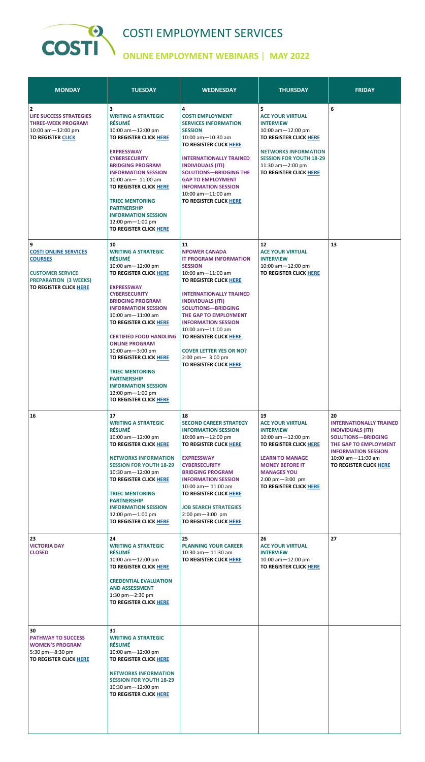# COSTI EMPLOYMENT SERVICES

## ONLINE EMPLOYMENT WEBINARS | MAY 2022

| MONDAY | TUESDAY | WEDNESDAY | THURSDAY | FRIDAY |
|---|---|---|---|---|
| **2**<br>**LIFE SUCCESS STRATEGIES THREE-WEEK PROGRAM**<br>10:00 am—12:00 pm<br>**TO REGISTER CLICK** | **3**<br>**WRITING A STRATEGIC RÉSUMÉ**<br>10:00 am—12:00 pm<br>**TO REGISTER CLICK HERE**<br><br>**EXPRESSWAY CYBERSECURITY BRIDGING PROGRAM INFORMATION SESSION**<br>10:00 am— 11:00 am<br>**TO REGISTER CLICK HERE**<br><br>**TRIEC MENTORING PARTNERSHIP INFORMATION SESSION**<br>12:00 pm—1:00 pm<br>**TO REGISTER CLICK HERE** | **4**<br>**COSTI EMPLOYMENT SERVICES INFORMATION SESSION**<br>10:00 am—10:30 am<br>**TO REGISTER CLICK HERE**<br><br>**INTERNATIONALLY TRAINED INDIVIDUALS (ITI) SOLUTIONS—BRIDGING THE GAP TO EMPLOYMENT INFORMATION SESSION**<br>10:00 am—11:00 am<br>**TO REGISTER CLICK HERE** | **5**<br>**ACE YOUR VIRTUAL INTERVIEW**<br>10:00 am—12:00 pm<br>**TO REGISTER CLICK HERE**<br><br>**NETWORKS INFORMATION SESSION FOR YOUTH 18-29**<br>11:30 am—2:00 pm<br>**TO REGISTER CLICK HERE** | **6** |
| **9**<br>**COSTI ONLINE SERVICES COURSES**<br><br>**CUSTOMER SERVICE PREPARATION (3 WEEKS)**<br>**TO REGISTER CLICK HERE** | **10**<br>**WRITING A STRATEGIC RÉSUMÉ**<br>10:00 am—12:00 pm<br>**TO REGISTER CLICK HERE**<br><br>**EXPRESSWAY CYBERSECURITY BRIDGING PROGRAM INFORMATION SESSION**<br>10:00 am—11:00 am<br>**TO REGISTER CLICK HERE**<br><br>**CERTIFIED FOOD HANDLING ONLINE PROGRAM**<br>10:00 am—3:00 pm<br>**TO REGISTER CLICK HERE**<br><br>**TRIEC MENTORING PARTNERSHIP INFORMATION SESSION**<br>12:00 pm—1:00 pm<br>**TO REGISTER CLICK HERE** | **11**<br>**NPOWER CANADA IT PROGRAM INFORMATION SESSION**<br>10:00 am—11:00 am<br>**TO REGISTER CLICK HERE**<br><br>**INTERNATIONALLY TRAINED INDIVIDUALS (ITI) SOLUTIONS—BRIDGING THE GAP TO EMPLOYMENT INFORMATION SESSION**<br>10:00 am—11:00 am<br>**TO REGISTER CLICK HERE**<br><br>**COVER LETTER YES OR NO?**<br>2:00 pm— 3:00 pm<br>**TO REGISTER CLICK HERE** | **12**<br>**ACE YOUR VIRTUAL INTERVIEW**<br>10:00 am—12:00 pm<br>**TO REGISTER CLICK HERE** | **13** |
| **16** | **17**<br>**WRITING A STRATEGIC RÉSUMÉ**<br>10:00 am—12:00 pm<br>**TO REGISTER CLICK HERE**<br><br>**NETWORKS INFORMATION SESSION FOR YOUTH 18-29**<br>10:30 am—12:00 pm<br>**TO REGISTER CLICK HERE**<br><br>**TRIEC MENTORING PARTNERSHIP INFORMATION SESSION**<br>12:00 pm—1:00 pm<br>**TO REGISTER CLICK HERE** | **18**<br>**SECOND CAREER STRATEGY INFORMATION SESSION**<br>10:00 am—12:00 pm<br>**TO REGISTER CLICK HERE**<br><br>**EXPRESSWAY CYBERSECURITY BRIDGING PROGRAM INFORMATION SESSION**<br>10:00 am— 11:00 am<br>**TO REGISTER CLICK HERE**<br><br>**JOB SEARCH STRATEGIES**<br>2:00 pm—3:00 pm<br>**TO REGISTER CLICK HERE** | **19**<br>**ACE YOUR VIRTUAL INTERVIEW**<br>10:00 am—12:00 pm<br>**TO REGISTER CLICK HERE**<br><br>**LEARN TO MANAGE MONEY BEFORE IT MANAGES YOU**<br>2:00 pm—3:00 pm<br>**TO REGISTER CLICK HERE** | **20**<br>**INTERNATIONALLY TRAINED INDIVIDUALS (ITI) SOLUTIONS—BRIDGING THE GAP TO EMPLOYMENT INFORMATION SESSION**<br>10:00 am—11:00 am<br>**TO REGISTER CLICK HERE** |
| **23**<br>**VICTORIA DAY CLOSED** | **24**<br>**WRITING A STRATEGIC RÉSUMÉ**<br>10:00 am—12:00 pm<br>**TO REGISTER CLICK HERE**<br><br>**CREDENTIAL EVALUATION AND ASSESSMENT**<br>1:30 pm—2:30 pm<br>**TO REGISTER CLICK HERE** | **25**<br>**PLANNING YOUR CAREER**<br>10:30 am— 11:30 am<br>**TO REGISTER CLICK HERE** | **26**<br>**ACE YOUR VIRTUAL INTERVIEW**<br>10:00 am—12:00 pm<br>**TO REGISTER CLICK HERE** | **27** |
| **30**<br>**PATHWAY TO SUCCESS WOMEN'S PROGRAM**<br>5:30 pm—8:30 pm<br>**TO REGISTER CLICK HERE** | **31**<br>**WRITING A STRATEGIC RÉSUMÉ**<br>10:00 am—12:00 pm<br>**TO REGISTER CLICK HERE**<br><br>**NETWORKS INFORMATION SESSION FOR YOUTH 18-29**<br>10:30 am—12:00 pm<br>**TO REGISTER CLICK HERE** | | | |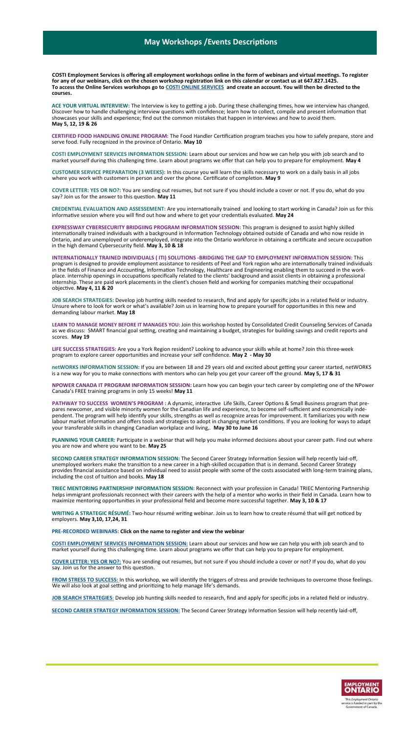## May Workshops /Events Descriptions

**COSTI Employment Services is offering all employment workshops online in the form of webinars and virtual meetings. To register for any of our webinars, click on the chosen workshop registration link on this calendar or contact us at 647.827.1425. To access the Online Services workshops go to COSTI ONLINE SERVICES and create an account. You will then be directed to the courses.**

**ACE YOUR VIRTUAL INTERVIEW:** The Interview is key to getting a job. During these challenging times, how we interview has changed. Discover how to handle challenging interview questions with confidence; learn how to collect, compile and present information that showcases your skills and experience; find out the common mistakes that happen in interviews and how to avoid them. **May 5, 12, 19 & 26**

**CERTIFIED FOOD HANDLING ONLINE PROGRAM:** The Food Handler Certification program teaches you how to safely prepare, store and serve food. Fully recognized in the province of Ontario. **May 10**

**COSTI EMPLOYMENT SERVICES INFORMATION SESSION:** Learn about our services and how we can help you with job search and to market yourself during this challenging time. Learn about programs we offer that can help you to prepare for employment. **May 4**

**CUSTOMER SERVICE PREPARATION (3 WEEKS):** In this course you will learn the skills necessary to work on a daily basis in all jobs where you work with customers in person and over the phone. Certificate of completion. **May 9**

**COVER LETTER: YES OR NO?:** You are sending out resumes, but not sure if you should include a cover or not. If you do, what do you say? Join us for the answer to this question. **May 11**

**CREDENTIAL EVALUATION AND ASSESSEMENT:** Are you internationally trained and looking to start working in Canada? Join us for this informative session where you will find out how and where to get your credentials evaluated. **May 24**

**EXPRESSWAY CYBERSECURITY BRIDGIING PROGRAM INFORMATION SESSION:** This program is designed to assist highly skilled internationally trained individuals with a background in Information Technology obtained outside of Canada and who now reside in Ontario, and are unemployed or underemployed, integrate into the Ontario workforce in obtaining a certificate and secure occupation in the high demand Cybersecurity field. **May 3, 10 & 18**

**INTERNATIONALLY TRAINED INDIVIDUALS ( ITI) SOLUTIONS -BRIDGING THE GAP TO EMPLOYMENT INFORMATION SESSION:** This program is designed to provide employment assistance to residents of Peel and York region who are internationally trained individuals in the fields of Finance and Accounting, Information Technology, Healthcare and Engineering enabling them to succeed in the workplace. internship openings in occupations specifically related to the clients' background and assist clients in obtaining a professional internship. These are paid work placements in the client's chosen field and working for companies matching their occupational objective. **May 4, 11 & 20**

**JOB SEARCH STRATEGIES:** Develop job hunting skills needed to research, find and apply for specific jobs in a related field or industry. Unsure where to look for work or what's available? Join us in learning how to prepare yourself for opportunities in this new and demanding labour market. **May 18**

**LEARN TO MANAGE MONEY BEFORE IT MANAGES YOU:** Join this workshop hosted by Consolidated Credit Counseling Services of Canada as we discuss: SMART financial goal setting, creating and maintaining a budget, strategies for building savings and credit reports and scores. **May 19**

**LIFE SUCCESS STRATEGIES:** Are you a York Region resident? Looking to advance your skills while at home? Join this three-week program to explore career opportunities and increase your self confidence. **May 2 - May 30**

**netWORKS INFORMATION SESSION:** If you are between 18 and 29 years old and excited about getting your career started, netWORKS is a new way for you to make connections with mentors who can help you get your career off the ground. **May 5, 17 & 31**

**NPOWER CANADA IT PROGRAM INFORMATION SESSION:** Learn how you can begin your tech career by completing one of the NPower Canada's FREE training programs in only 15 weeks! **May 11**

**PATHWAY TO SUCCESS WOMEN'S PROGRAM :** A dynamic, interactive Life Skills, Career Options & Small Business program that prepares newcomer, and visible minority women for the Canadian life and experience, to become self-sufficient and economically independent. The program will help identify your skills, strengths as well as recognize areas for improvement. It familiarizes you with new labour market information and offers tools and strategies to adopt in changing market conditions. If you are looking for ways to adapt your transferable skills in changing Canadian workplace and living,. **May 30 to June 16**

**PLANNING YOUR CAREER:** Participate in a webinar that will help you make informed decisions about your career path. Find out where you are now and where you want to be. **May 25**

**SECOND CAREER STRATEGY INFORMATION SESSION:** The Second Career Strategy Information Session will help recently laid-off, unemployed workers make the transition to a new career in a high-skilled occupation that is in demand. Second Career Strategy provides financial assistance based on individual need to assist people with some of the costs associated with long-term training plans, including the cost of tuition and books. **May 18**

**TRIEC MENTORING PARTNERSHIP INFORMATION SESSION:** Reconnect with your profession in Canada! TRIEC Mentoring Partnership helps immigrant professionals reconnect with their careers with the help of a mentor who works in their field in Canada. Learn how to maximize mentoring opportunities in your professional field and become more successful together. **May 3, 10 & 17**

**WRITING A STRATEGIC RÉSUMÉ:** Two-hour résumé writing webinar. Join us to learn how to create résumé that will get noticed by employers. **May 3,10, 17,24, 31**

**PRE-RECORDED WEBINARS: Click on the name to register and view the webinar**

**COSTI EMPLOYMENT SERVICES INFORMATION SESSION:** Learn about our services and how we can help you with job search and to market yourself during this challenging time. Learn about programs we offer that can help you to prepare for employment.

**COVER LETTER: YES OR NO?:** You are sending out resumes, but not sure if you should include a cover or not? If you do, what do you say. Join us for the answer to this question.

**FROM STRESS TO SUCCESS:** In this workshop, we will identify the triggers of stress and provide techniques to overcome those feelings. We will also look at goal setting and prioritizing to help manage life's demands.

**JOB SEARCH STRATEGIES**: Develop job hunting skills needed to research, find and apply for specific jobs in a related field or industry.

**SECOND CAREER STRATEGY INFORMATION SESSION:** The Second Career Strategy Information Session will help recently laid-off,

EMPLOYMENT ONTARIO

This Employment Ontario service is funded in part by the Government of Canada.